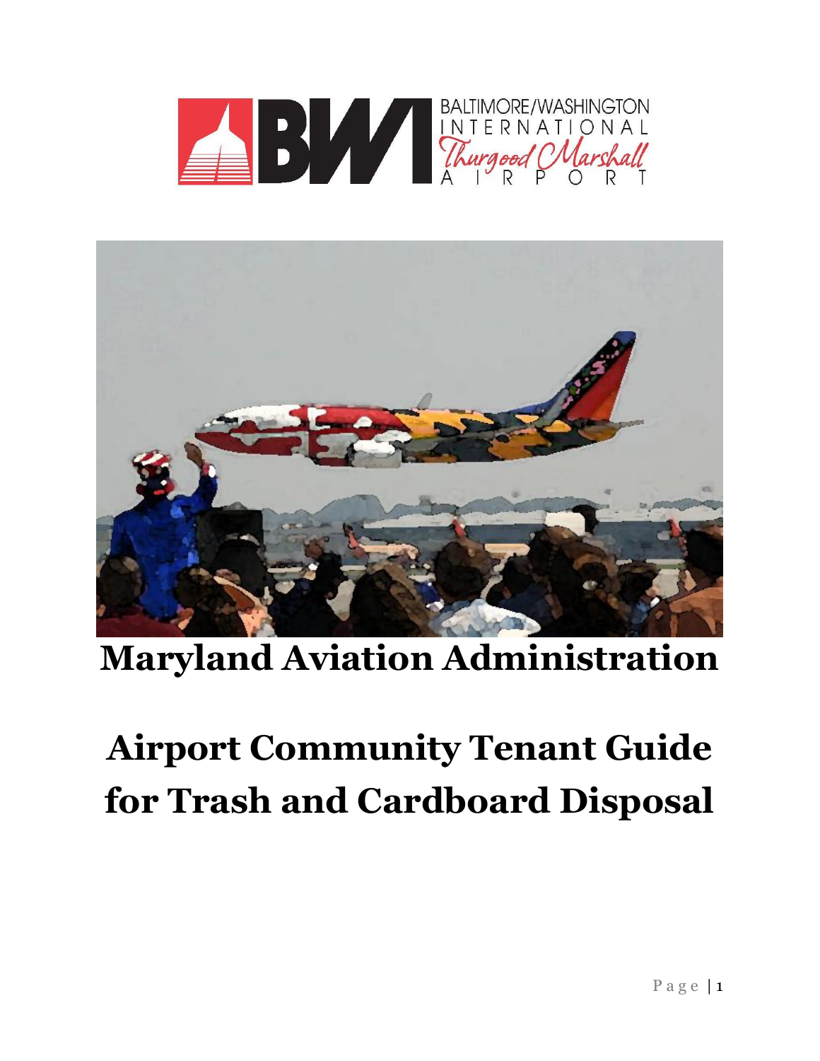# Maryland Aviation Administration

# Airport Community Tenant Guide for Trash and Cardboard Disposal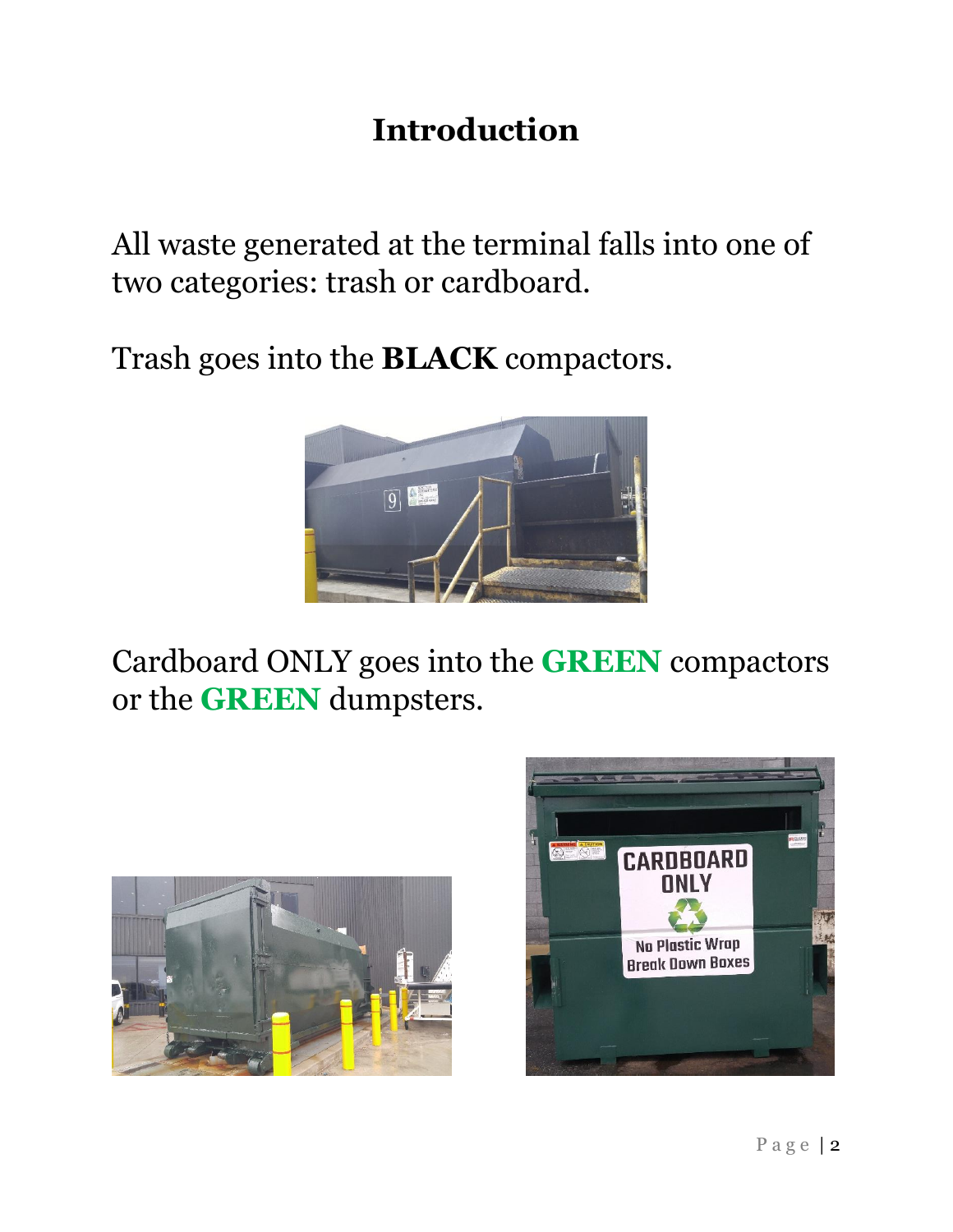# Introduction

All waste generated at the terminal falls into one of two categories: trash or cardboard.

Trash goes into the **BLACK** compactors.

Cardboard ONLY goes into the **GREEN** compactors or the **GREEN** dumpsters.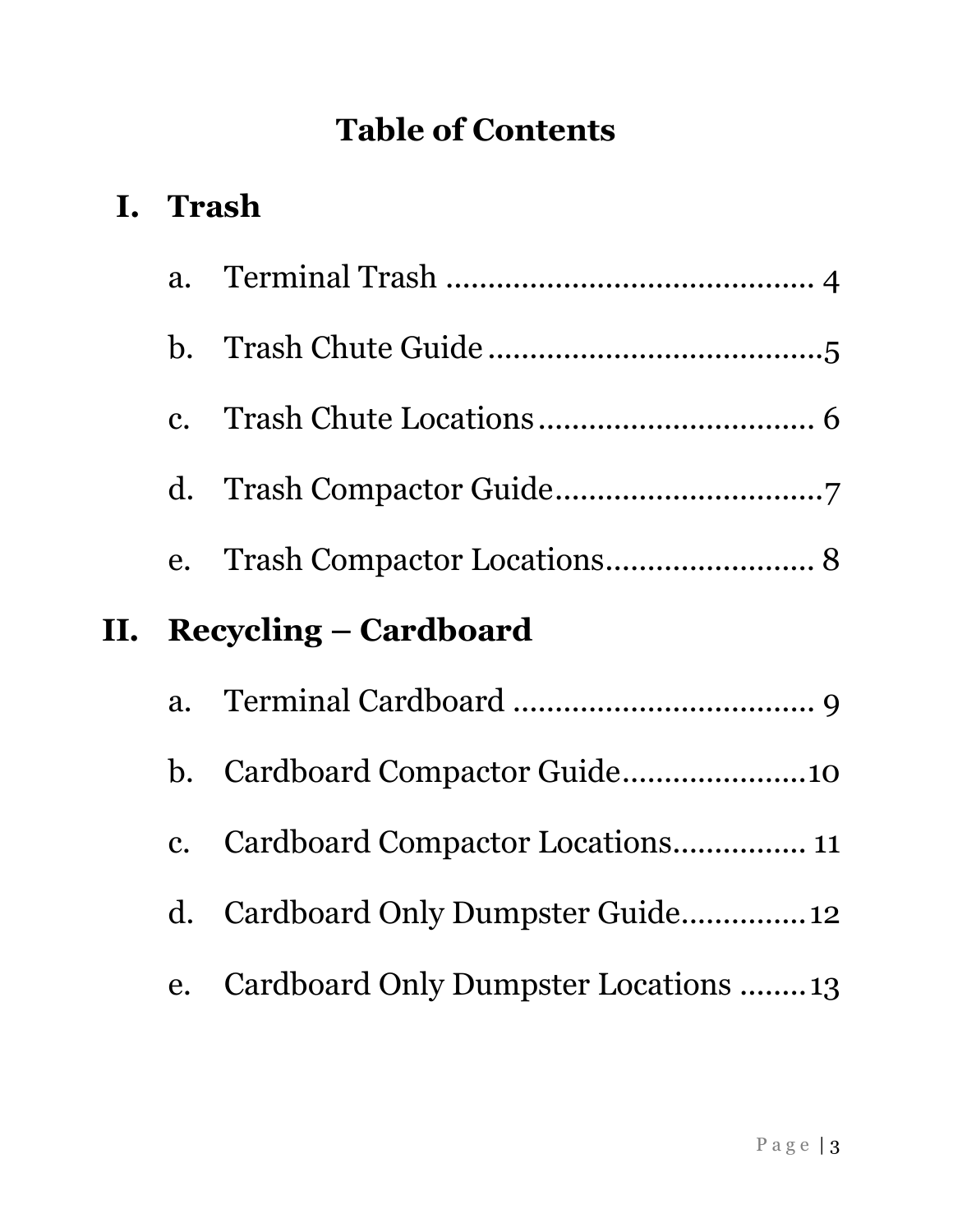# Table of Contents

## I. Trash

a. Terminal Trash .......................................... 4

b. Trash Chute Guide ...................................... 5

c. Trash Chute Locations ................................. 6

d. Trash Compactor Guide ............................... 7

e. Trash Compactor Locations ......................... 8

## II. Recycling – Cardboard

a. Terminal Cardboard .................................... 9

b. Cardboard Compactor Guide ...................... 10

c. Cardboard Compactor Locations ................ 11

d. Cardboard Only Dumpster Guide .............. 12

e. Cardboard Only Dumpster Locations ........ 13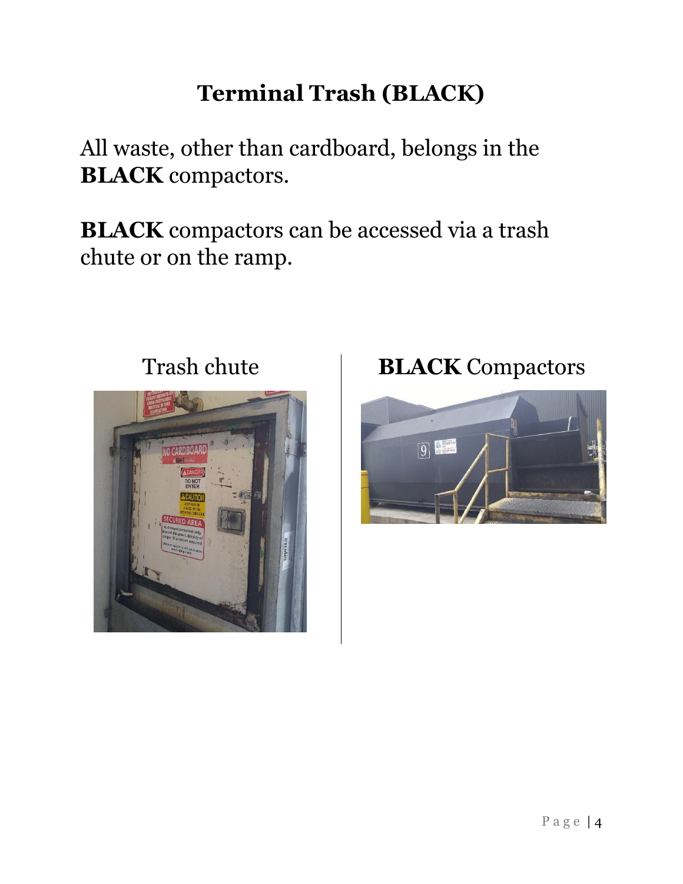# Terminal Trash (BLACK)

All waste, other than cardboard, belongs in the **BLACK** compactors.

**BLACK** compactors can be accessed via a trash chute or on the ramp.

Trash chute

**BLACK** Compactors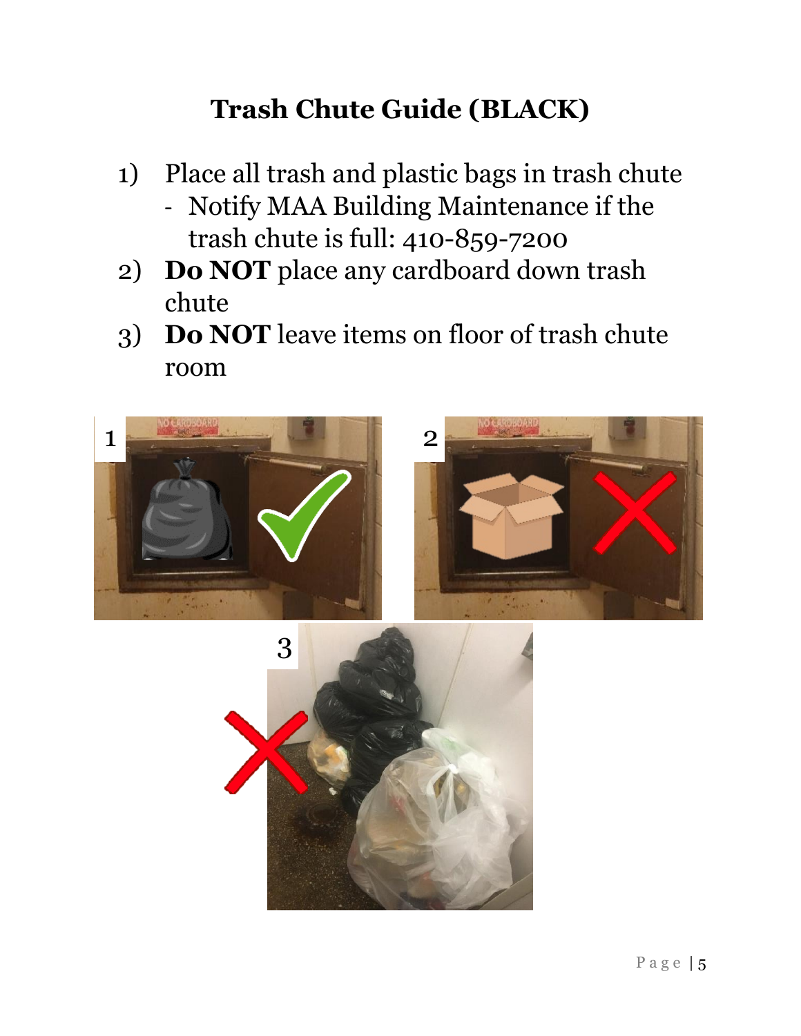# Trash Chute Guide (BLACK)

1) Place all trash and plastic bags in trash chute
   - Notify MAA Building Maintenance if the trash chute is full: 410-859-7200
2) **Do NOT** place any cardboard down trash chute
3) **Do NOT** leave items on floor of trash chute room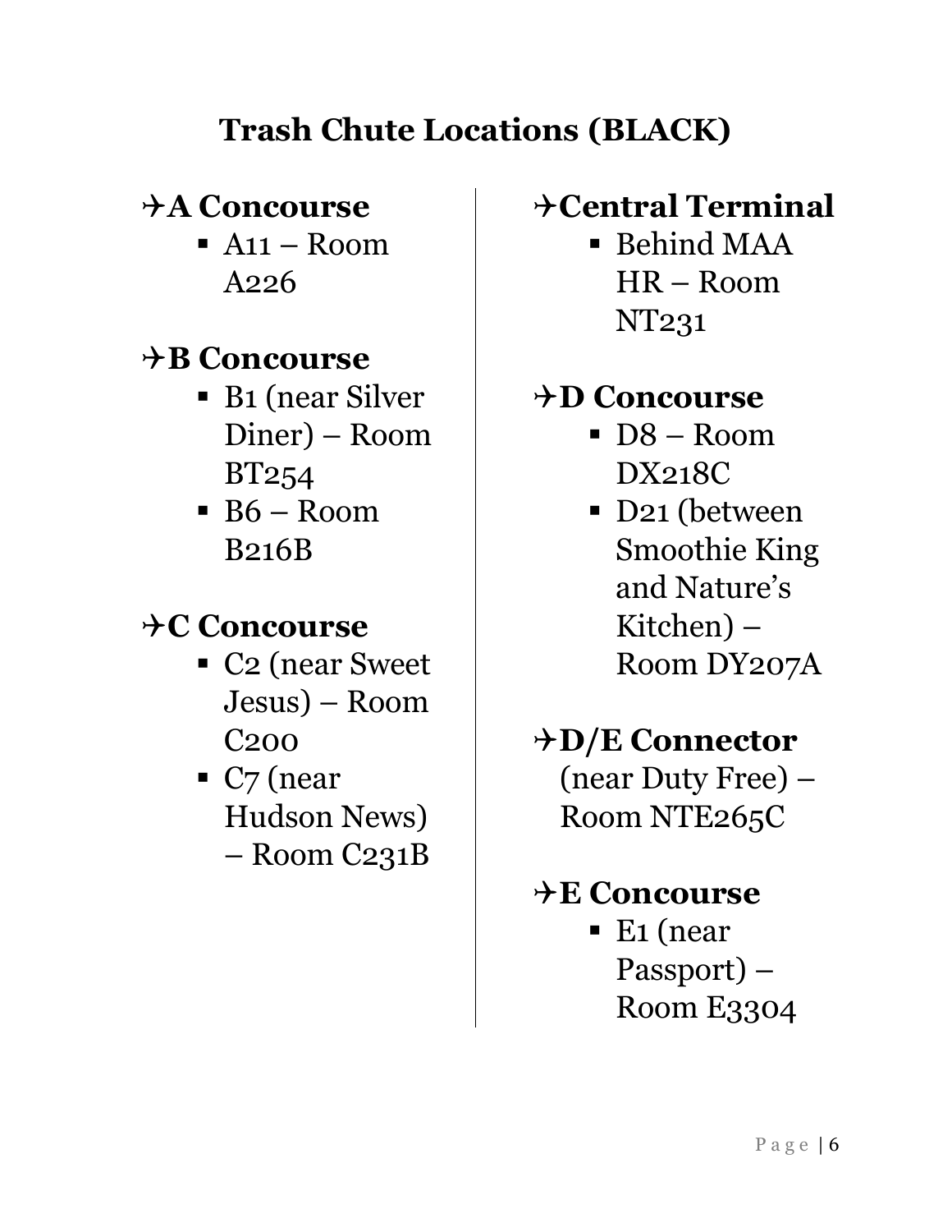# Trash Chute Locations (BLACK)

## ✈A Concourse

- A11 – Room A226

## ✈B Concourse

- B1 (near Silver Diner) – Room BT254
- B6 – Room B216B

## ✈C Concourse

- C2 (near Sweet Jesus) – Room C200
- C7 (near Hudson News) – Room C231B

## ✈Central Terminal

- Behind MAA HR – Room NT231

## ✈D Concourse

- D8 – Room DX218C
- D21 (between Smoothie King and Nature's Kitchen) – Room DY207A

## ✈D/E Connector

(near Duty Free) – Room NTE265C

## ✈E Concourse

- E1 (near Passport) – Room E3304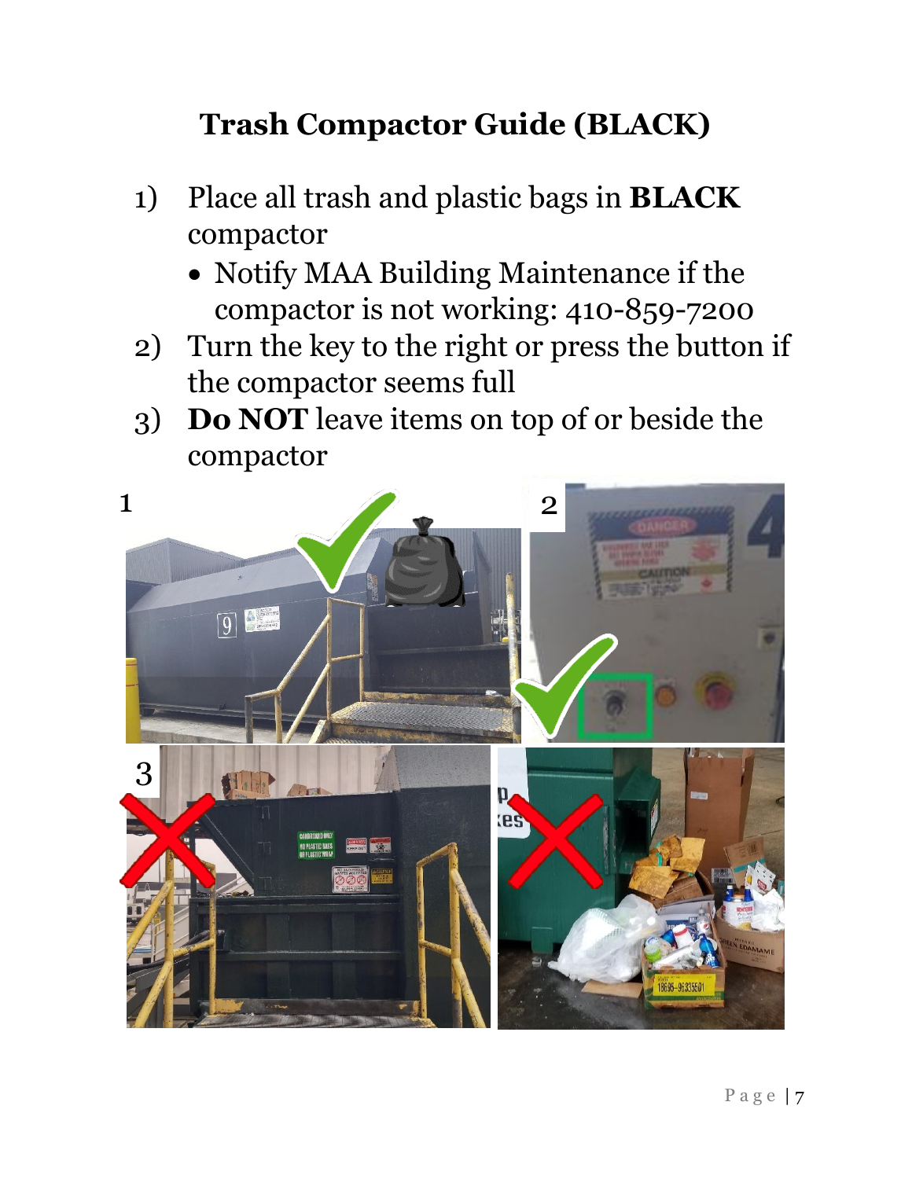# Trash Compactor Guide (BLACK)

1) Place all trash and plastic bags in **BLACK** compactor
   - Notify MAA Building Maintenance if the compactor is not working: 410-859-7200
2) Turn the key to the right or press the button if the compactor seems full
3) **Do NOT** leave items on top of or beside the compactor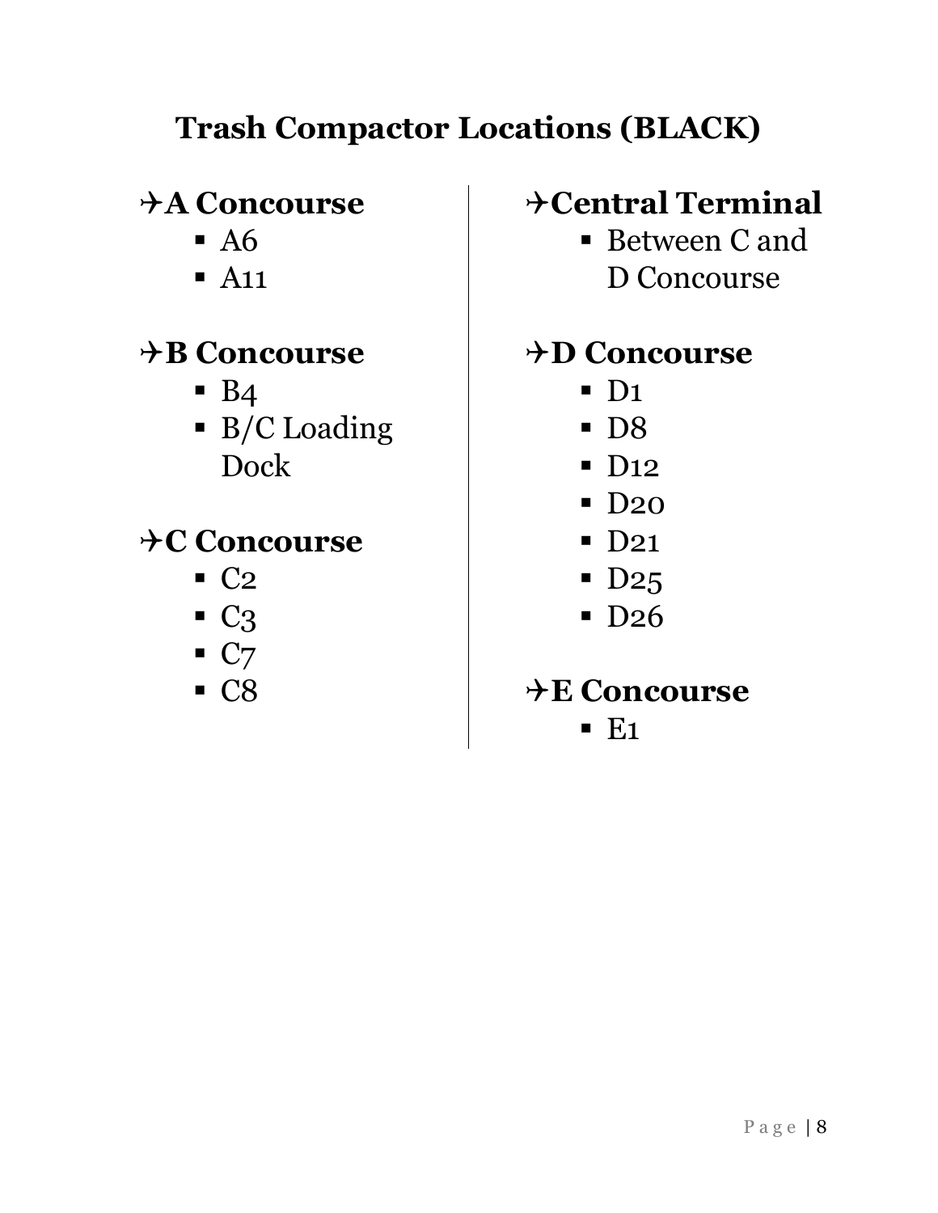# Trash Compactor Locations (BLACK)

## ✈A Concourse

- A6
- A11

## ✈B Concourse

- B4
- B/C Loading Dock

## ✈C Concourse

- C2
- C3
- C7
- C8

## ✈Central Terminal

- Between C and D Concourse

## ✈D Concourse

- D1
- D8
- D12
- D20
- D21
- D25
- D26

## ✈E Concourse

- E1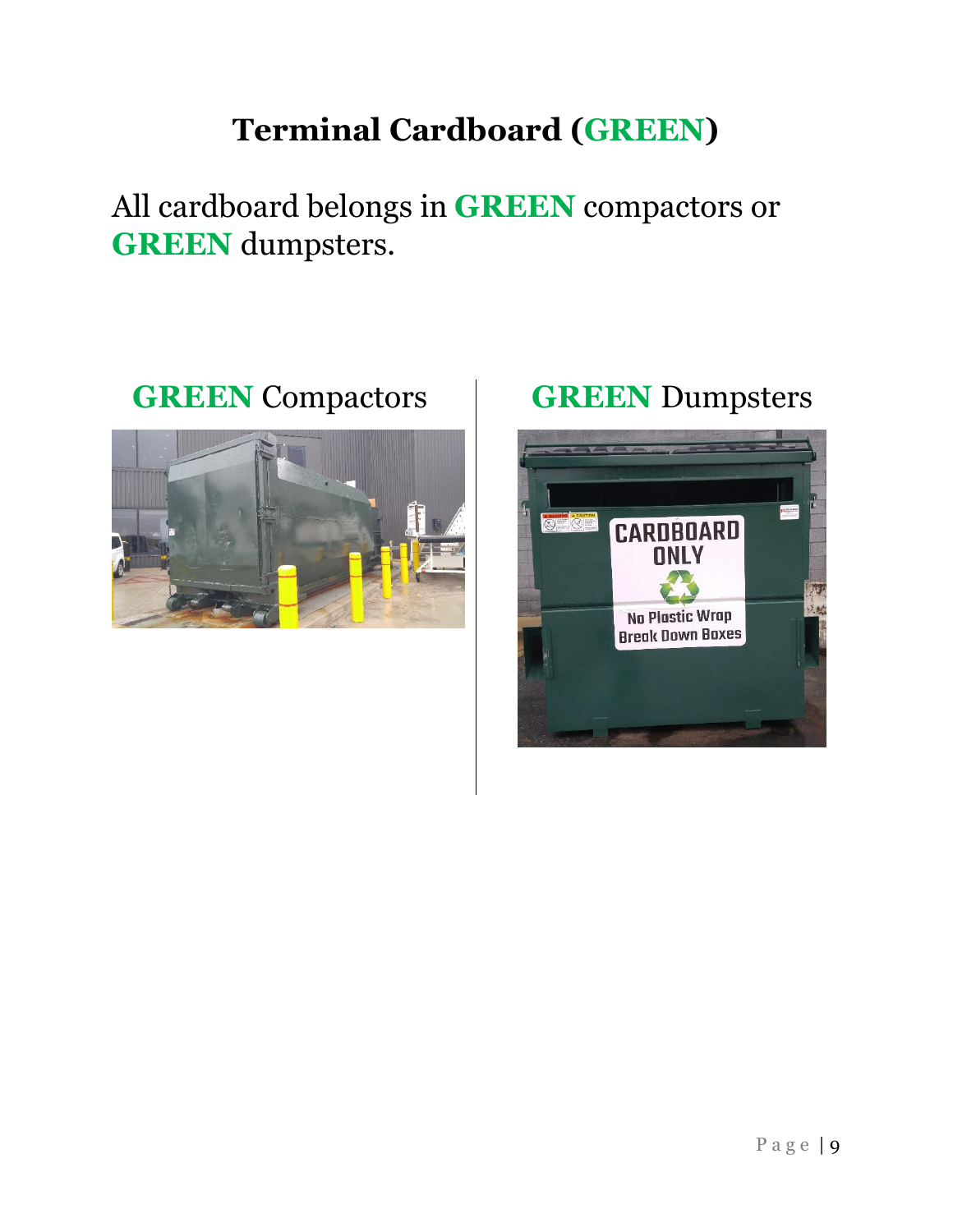# Terminal Cardboard (GREEN)

All cardboard belongs in **GREEN** compactors or **GREEN** dumpsters.

**GREEN** Compactors

**GREEN** Dumpsters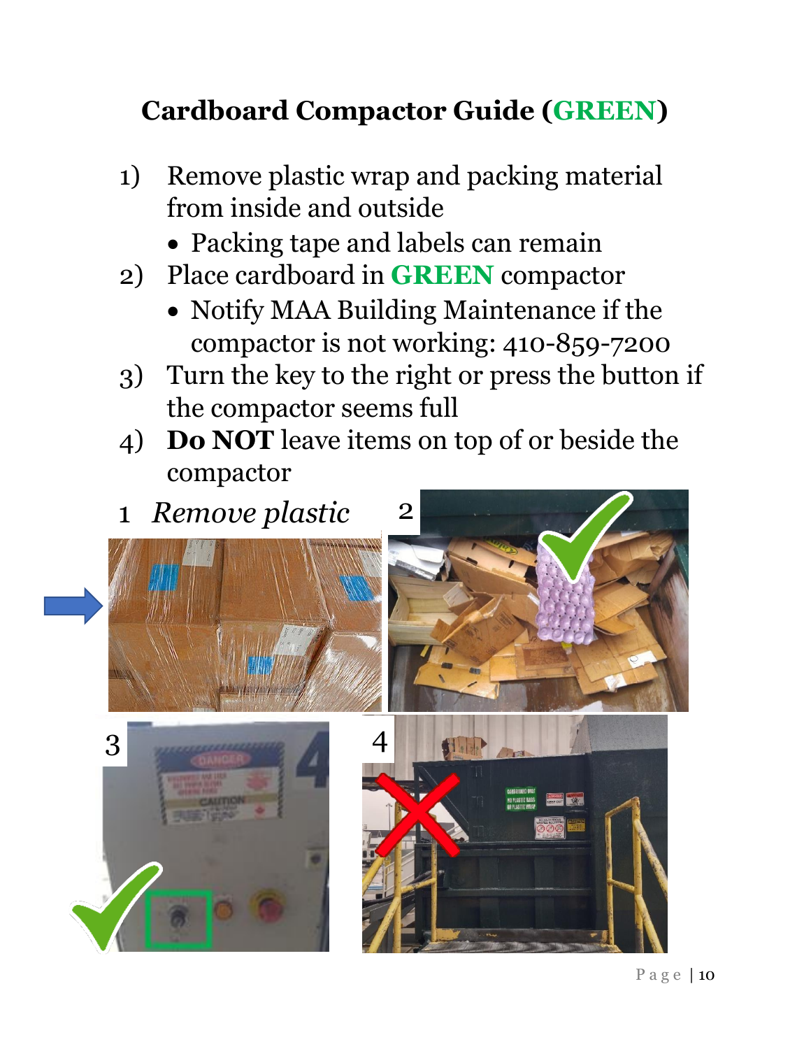## Cardboard Compactor Guide (GREEN)

1) Remove plastic wrap and packing material from inside and outside
   - Packing tape and labels can remain
2) Place cardboard in **GREEN** compactor
   - Notify MAA Building Maintenance if the compactor is not working: 410-859-7200
3) Turn the key to the right or press the button if the compactor seems full
4) **Do NOT** leave items on top of or beside the compactor

1 *Remove plastic*

2

3

4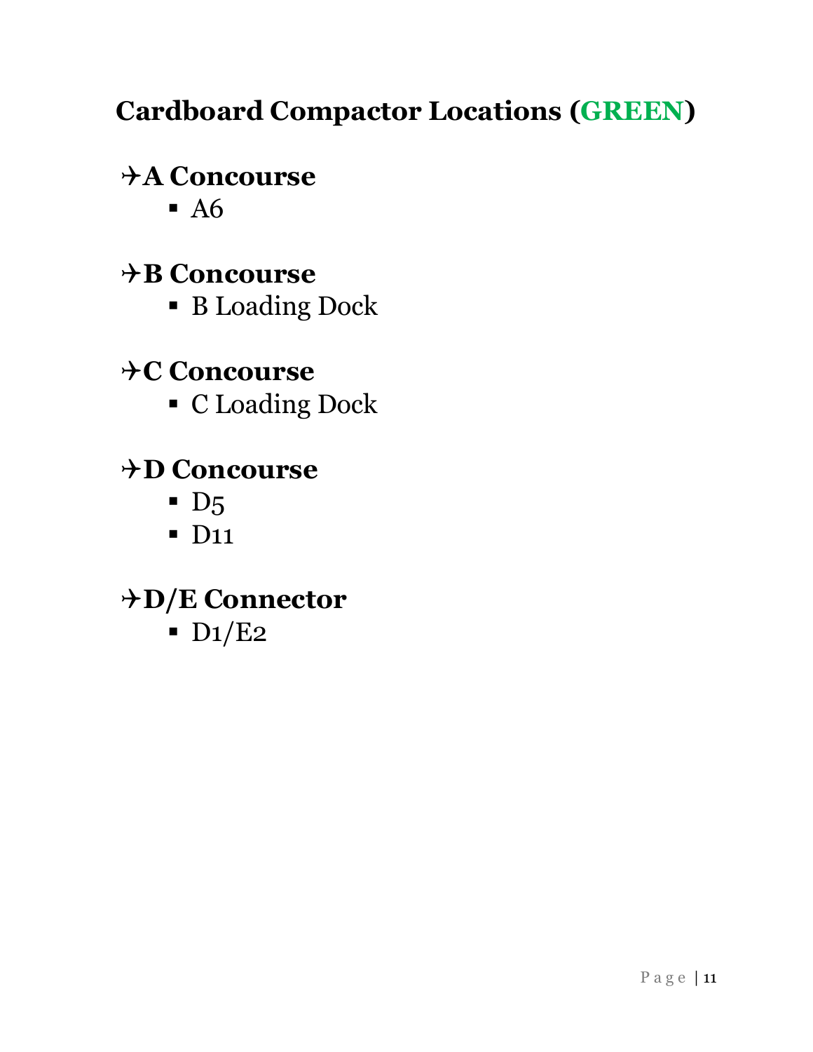# Cardboard Compactor Locations (GREEN)

## ✈A Concourse

- A6

## ✈B Concourse

- B Loading Dock

## ✈C Concourse

- C Loading Dock

## ✈D Concourse

- D5
- D11

## ✈D/E Connector

- D1/E2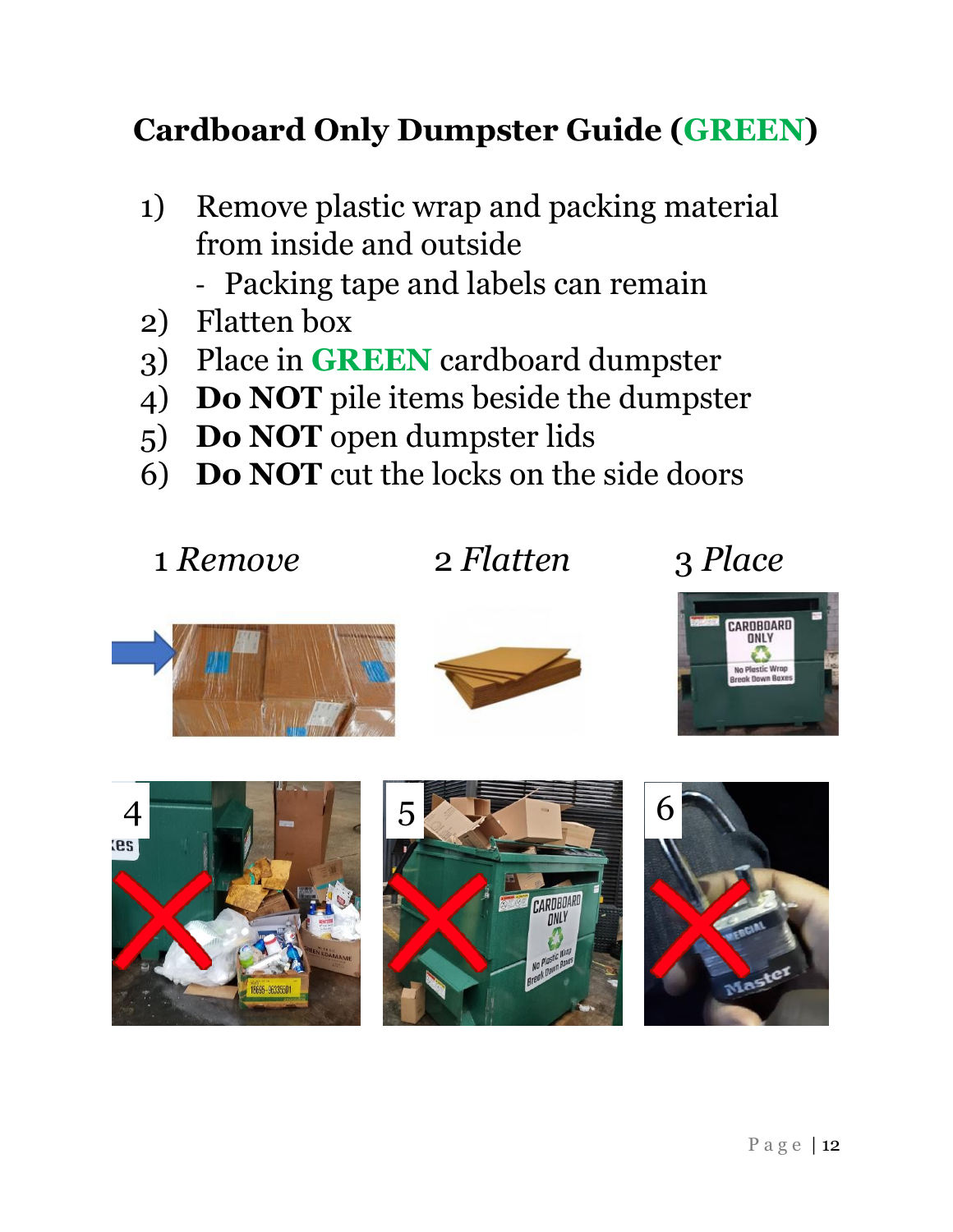# Cardboard Only Dumpster Guide (GREEN)

1) Remove plastic wrap and packing material from inside and outside
   - Packing tape and labels can remain
2) Flatten box
3) Place in **GREEN** cardboard dumpster
4) **Do NOT** pile items beside the dumpster
5) **Do NOT** open dumpster lids
6) **Do NOT** cut the locks on the side doors

1 *Remove* 2 *Flatten* 3 *Place*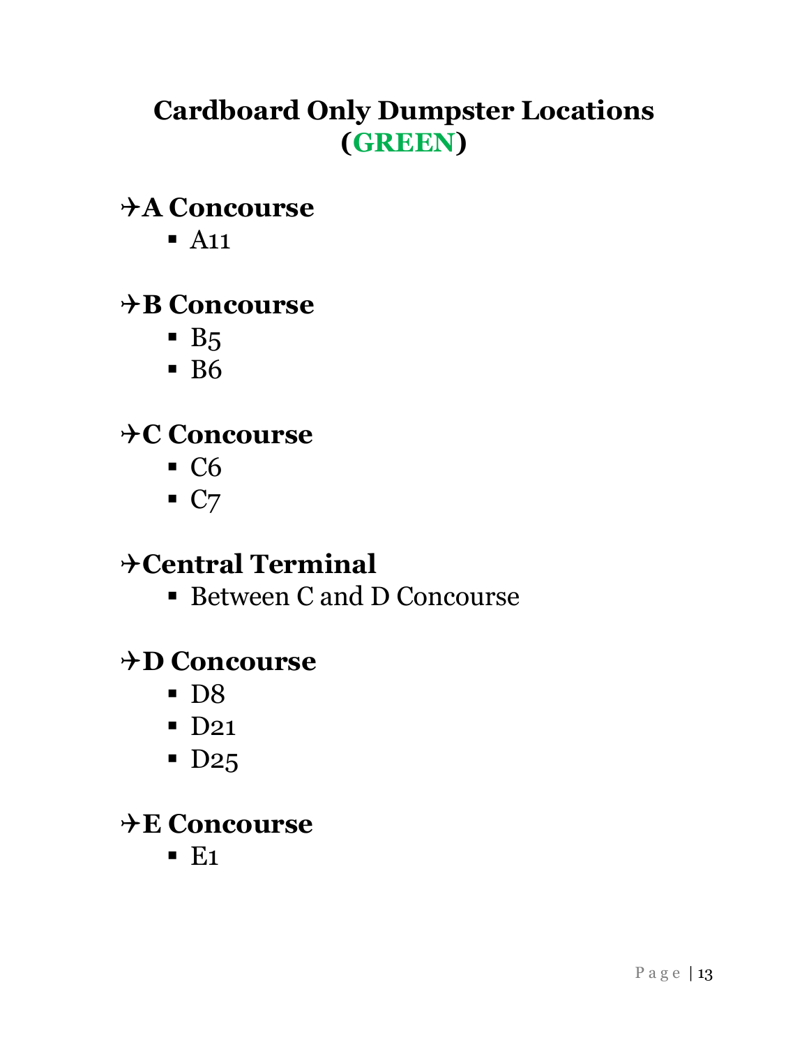# Cardboard Only Dumpster Locations (GREEN)

## ✈A Concourse

- A11

## ✈B Concourse

- B5
- B6

## ✈C Concourse

- C6
- C7

## ✈Central Terminal

- Between C and D Concourse

## ✈D Concourse

- D8
- D21
- D25

## ✈E Concourse

- E1